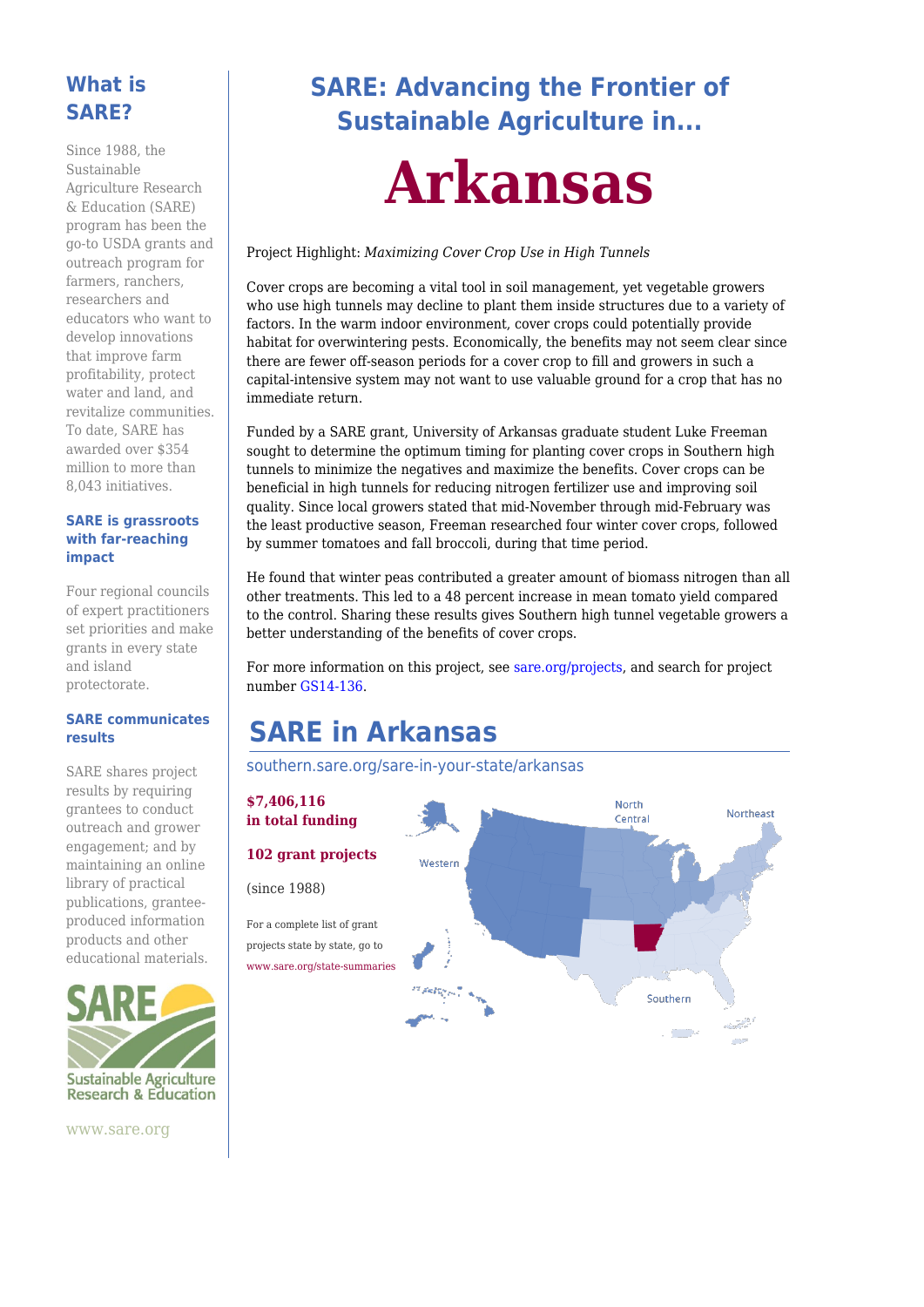# SARE: Advancing the Frontier of Sustainable Agriculture in...

# Arkansas

Project Highlight: *Maximizing Cover Crop Use in High Tunnels*

Cover crops are becoming a vital tool in soil management, yet vegetable growers who use high tunnels may decline to plant them inside structures due to a variety of factors. In the warm indoor environment, cover crops could potentially provide habitat for overwintering pests. Economically, the benefits may not seem clear since there are fewer off-season periods for a cover crop to fill and growers in such a capital-intensive system may not want to use valuable ground for a crop that has no immediate return.

Funded by a SARE grant, University of Arkansas graduate student Luke Freeman sought to determine the optimum timing for planting cover crops in Southern high tunnels to minimize the negatives and maximize the benefits. Cover crops can be beneficial in high tunnels for reducing nitrogen fertilizer use and improving soil quality. Since local growers stated that mid-November through mid-February was the least productive season, Freeman researched four winter cover crops, followed by summer tomatoes and fall broccoli, during that time period.

He found that winter peas contributed a greater amount of biomass nitrogen than all other treatments. This led to a 48 percent increase in mean tomato yield compared to the control. Sharing these results gives Southern high tunnel vegetable growers a better understanding of the benefits of cover crops.

For more information on this project, see sare.org/projects, and search for project number GS14-136.

## SARE in Arkansas

southern.sare.org/sare-in-your-state/arkansas

**$7,406,116 in total funding**

**102 grant projects**

(since 1988)

For a complete list of grant projects state by state, go to www.sare.org/state-summaries

North Central

Northeast

Western

Southern

## What is SARE?

Since 1988, the Sustainable Agriculture Research & Education (SARE) program has been the go-to USDA grants and outreach program for farmers, ranchers, researchers and educators who want to develop innovations that improve farm profitability, protect water and land, and revitalize communities. To date, SARE has awarded over $354 million to more than 8,043 initiatives.

### SARE is grassroots with far-reaching impact

Four regional councils of expert practitioners set priorities and make grants in every state and island protectorate.

### SARE communicates results

SARE shares project results by requiring grantees to conduct outreach and grower engagement; and by maintaining an online library of practical publications, grantee-produced information products and other educational materials.

SARE Sustainable Agriculture Research & Education

www.sare.org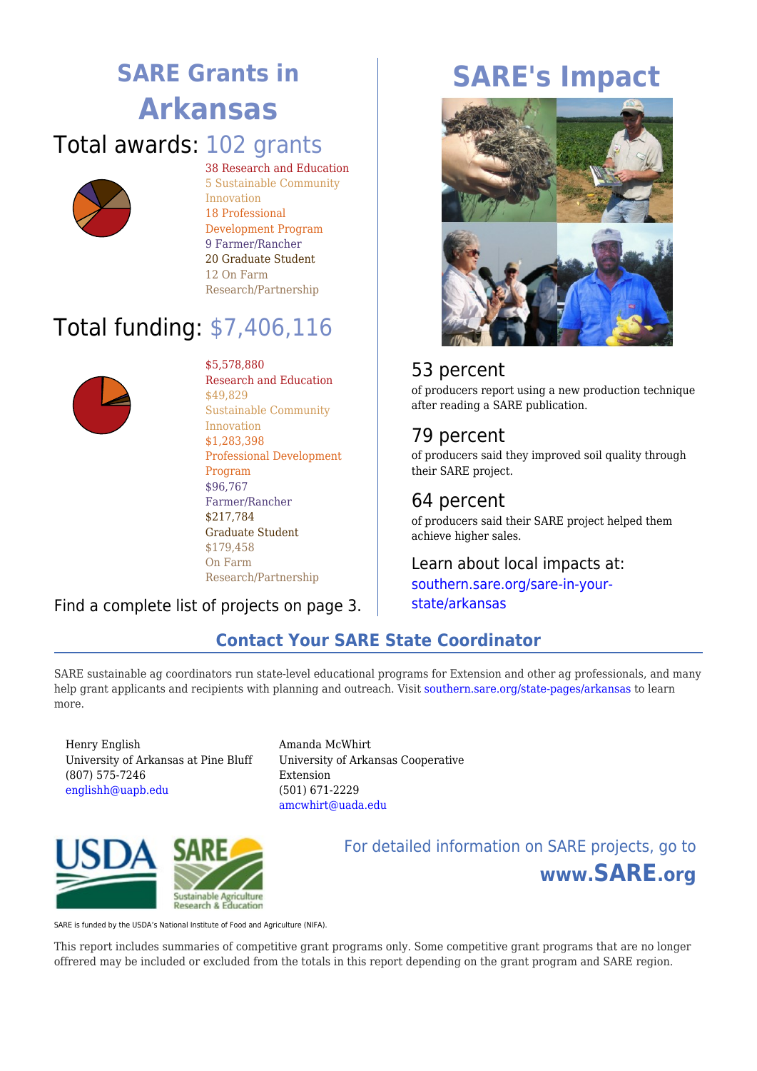# SARE Grants in Arkansas

## Total awards: 102 grants

- 38 Research and Education
- 5 Sustainable Community Innovation
- 18 Professional Development Program
- 9 Farmer/Rancher
- 20 Graduate Student
- 12 On Farm Research/Partnership

## Total funding: $7,406,116

- $5,578,880 Research and Education
- $49,829 Sustainable Community Innovation
- $1,283,398 Professional Development Program
- $96,767 Farmer/Rancher
- $217,784 Graduate Student
- $179,458 On Farm Research/Partnership

Find a complete list of projects on page 3.

# SARE's Impact

### 53 percent

of producers report using a new production technique after reading a SARE publication.

### 79 percent

of producers said they improved soil quality through their SARE project.

### 64 percent

of producers said their SARE project helped them achieve higher sales.

### Learn about local impacts at:

southern.sare.org/sare-in-your-state/arkansas

## Contact Your SARE State Coordinator

SARE sustainable ag coordinators run state-level educational programs for Extension and other ag professionals, and many help grant applicants and recipients with planning and outreach. Visit southern.sare.org/state-pages/arkansas to learn more.

Henry English
University of Arkansas at Pine Bluff
(807) 575-7246
englishh@uapb.edu

Amanda McWhirt
University of Arkansas Cooperative Extension
(501) 671-2229
amcwhirt@uada.edu

For detailed information on SARE projects, go to **www.SARE.org**

SARE is funded by the USDA's National Institute of Food and Agriculture (NIFA).

This report includes summaries of competitive grant programs only. Some competitive grant programs that are no longer offrered may be included or excluded from the totals in this report depending on the grant program and SARE region.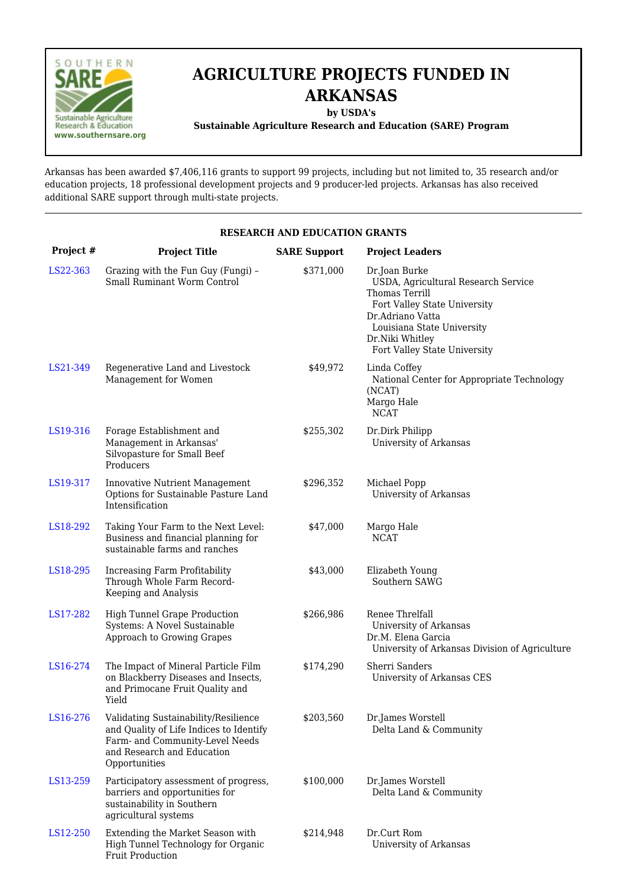# AGRICULTURE PROJECTS FUNDED IN ARKANSAS

**by USDA's**

**Sustainable Agriculture Research and Education (SARE) Program**

Arkansas has been awarded $7,406,116 grants to support 99 projects, including but not limited to, 35 research and/or education projects, 18 professional development projects and 9 producer-led projects. Arkansas has also received additional SARE support through multi-state projects.

---

**RESEARCH AND EDUCATION GRANTS**

| Project # | Project Title | SARE Support | Project Leaders |
|---|---|---|---|
| LS22-363 | Grazing with the Fun Guy (Fungi) – Small Ruminant Worm Control | $371,000 | Dr.Joan Burke<br>USDA, Agricultural Research Service<br>Thomas Terrill<br>Fort Valley State University<br>Dr.Adriano Vatta<br>Louisiana State University<br>Dr.Niki Whitley<br>Fort Valley State University |
| LS21-349 | Regenerative Land and Livestock Management for Women | $49,972 | Linda Coffey<br>National Center for Appropriate Technology (NCAT)<br>Margo Hale<br>NCAT |
| LS19-316 | Forage Establishment and Management in Arkansas' Silvopasture for Small Beef Producers | $255,302 | Dr.Dirk Philipp<br>University of Arkansas |
| LS19-317 | Innovative Nutrient Management Options for Sustainable Pasture Land Intensification | $296,352 | Michael Popp<br>University of Arkansas |
| LS18-292 | Taking Your Farm to the Next Level: Business and financial planning for sustainable farms and ranches | $47,000 | Margo Hale<br>NCAT |
| LS18-295 | Increasing Farm Profitability Through Whole Farm Record-Keeping and Analysis | $43,000 | Elizabeth Young<br>Southern SAWG |
| LS17-282 | High Tunnel Grape Production Systems: A Novel Sustainable Approach to Growing Grapes | $266,986 | Renee Threlfall<br>University of Arkansas<br>Dr.M. Elena Garcia<br>University of Arkansas Division of Agriculture |
| LS16-274 | The Impact of Mineral Particle Film on Blackberry Diseases and Insects, and Primocane Fruit Quality and Yield | $174,290 | Sherri Sanders<br>University of Arkansas CES |
| LS16-276 | Validating Sustainability/Resilience and Quality of Life Indices to Identify Farm- and Community-Level Needs and Research and Education Opportunities | $203,560 | Dr.James Worstell<br>Delta Land & Community |
| LS13-259 | Participatory assessment of progress, barriers and opportunities for sustainability in Southern agricultural systems | $100,000 | Dr.James Worstell<br>Delta Land & Community |
| LS12-250 | Extending the Market Season with High Tunnel Technology for Organic Fruit Production | $214,948 | Dr.Curt Rom<br>University of Arkansas |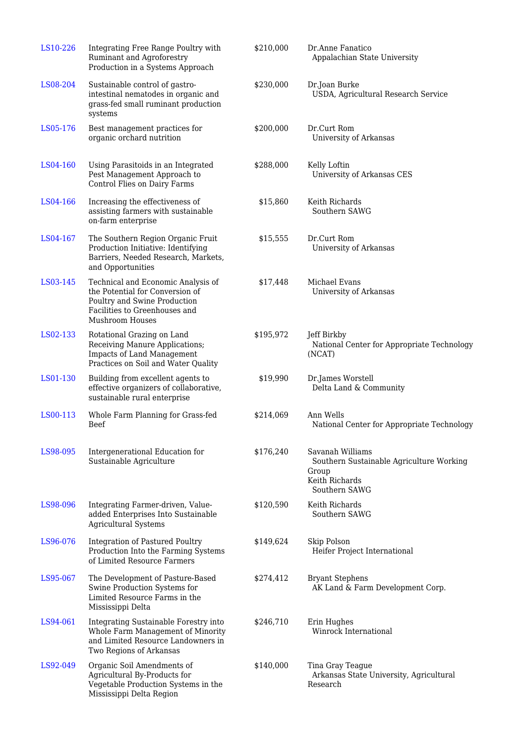| | | | |
|---|---|---|---|
| LS10-226 | Integrating Free Range Poultry with Ruminant and Agroforestry Production in a Systems Approach | $210,000 | Dr.Anne Fanatico<br>Appalachian State University |
| LS08-204 | Sustainable control of gastro-intestinal nematodes in organic and grass-fed small ruminant production systems | $230,000 | Dr.Joan Burke<br>USDA, Agricultural Research Service |
| LS05-176 | Best management practices for organic orchard nutrition | $200,000 | Dr.Curt Rom<br>University of Arkansas |
| LS04-160 | Using Parasitoids in an Integrated Pest Management Approach to Control Flies on Dairy Farms | $288,000 | Kelly Loftin<br>University of Arkansas CES |
| LS04-166 | Increasing the effectiveness of assisting farmers with sustainable on-farm enterprise | $15,860 | Keith Richards<br>Southern SAWG |
| LS04-167 | The Southern Region Organic Fruit Production Initiative: Identifying Barriers, Needed Research, Markets, and Opportunities | $15,555 | Dr.Curt Rom<br>University of Arkansas |
| LS03-145 | Technical and Economic Analysis of the Potential for Conversion of Poultry and Swine Production Facilities to Greenhouses and Mushroom Houses | $17,448 | Michael Evans<br>University of Arkansas |
| LS02-133 | Rotational Grazing on Land Receiving Manure Applications; Impacts of Land Management Practices on Soil and Water Quality | $195,972 | Jeff Birkby<br>National Center for Appropriate Technology (NCAT) |
| LS01-130 | Building from excellent agents to effective organizers of collaborative, sustainable rural enterprise | $19,990 | Dr.James Worstell<br>Delta Land & Community |
| LS00-113 | Whole Farm Planning for Grass-fed Beef | $214,069 | Ann Wells<br>National Center for Appropriate Technology |
| LS98-095 | Intergenerational Education for Sustainable Agriculture | $176,240 | Savanah Williams<br>Southern Sustainable Agriculture Working Group<br>Keith Richards<br>Southern SAWG |
| LS98-096 | Integrating Farmer-driven, Value-added Enterprises Into Sustainable Agricultural Systems | $120,590 | Keith Richards<br>Southern SAWG |
| LS96-076 | Integration of Pastured Poultry Production Into the Farming Systems of Limited Resource Farmers | $149,624 | Skip Polson<br>Heifer Project International |
| LS95-067 | The Development of Pasture-Based Swine Production Systems for Limited Resource Farms in the Mississippi Delta | $274,412 | Bryant Stephens<br>AK Land & Farm Development Corp. |
| LS94-061 | Integrating Sustainable Forestry into Whole Farm Management of Minority and Limited Resource Landowners in Two Regions of Arkansas | $246,710 | Erin Hughes<br>Winrock International |
| LS92-049 | Organic Soil Amendments of Agricultural By-Products for Vegetable Production Systems in the Mississippi Delta Region | $140,000 | Tina Gray Teague<br>Arkansas State University, Agricultural Research |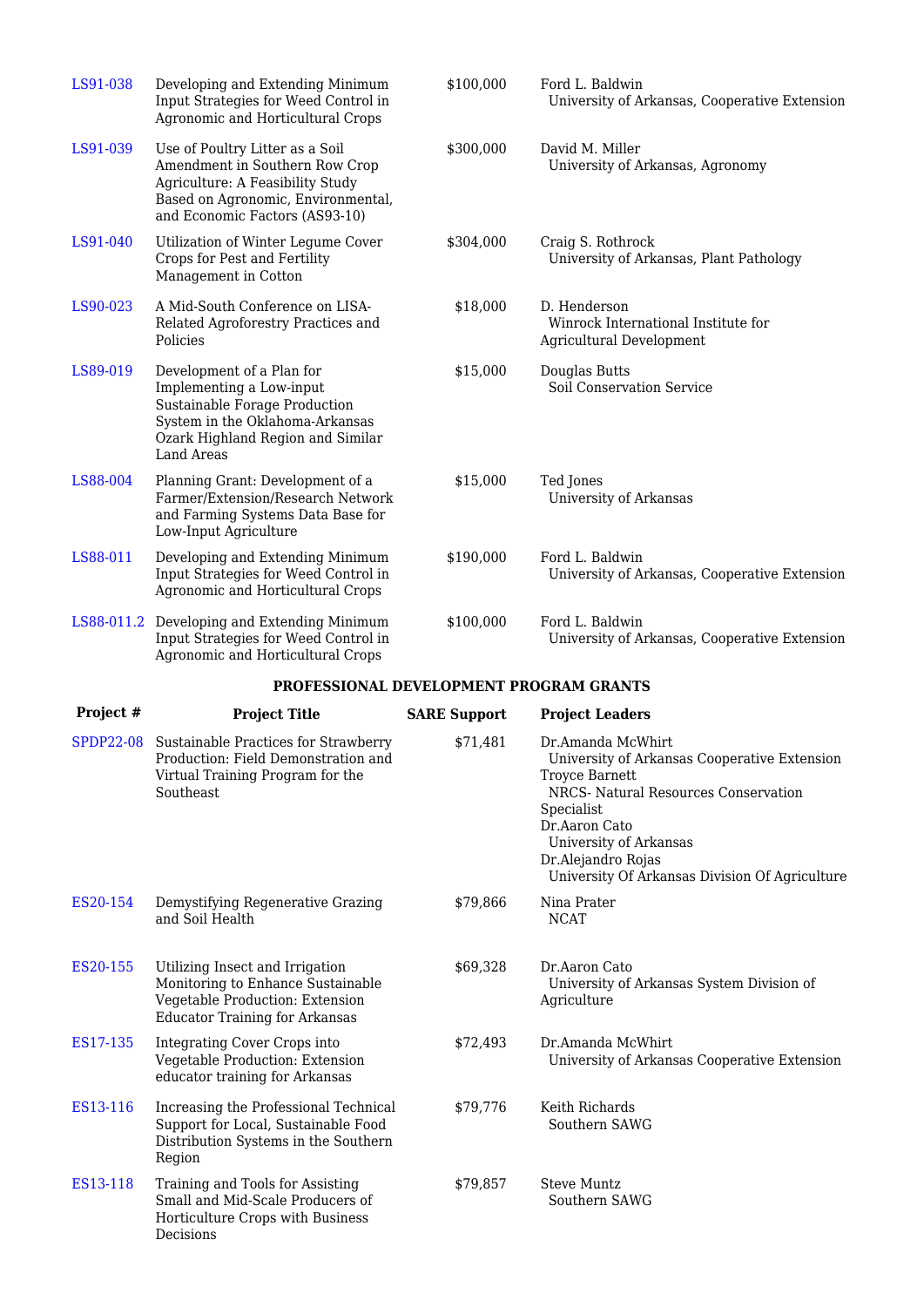| Project # | Project Title | SARE Support | Project Leaders |
|---|---|---|---|
| LS91-038 | Developing and Extending Minimum Input Strategies for Weed Control in Agronomic and Horticultural Crops | $100,000 | Ford L. Baldwin<br>University of Arkansas, Cooperative Extension |
| LS91-039 | Use of Poultry Litter as a Soil Amendment in Southern Row Crop Agriculture: A Feasibility Study Based on Agronomic, Environmental, and Economic Factors (AS93-10) | $300,000 | David M. Miller<br>University of Arkansas, Agronomy |
| LS91-040 | Utilization of Winter Legume Cover Crops for Pest and Fertility Management in Cotton | $304,000 | Craig S. Rothrock<br>University of Arkansas, Plant Pathology |
| LS90-023 | A Mid-South Conference on LISA-Related Agroforestry Practices and Policies | $18,000 | D. Henderson<br>Winrock International Institute for Agricultural Development |
| LS89-019 | Development of a Plan for Implementing a Low-input Sustainable Forage Production System in the Oklahoma-Arkansas Ozark Highland Region and Similar Land Areas | $15,000 | Douglas Butts<br>Soil Conservation Service |
| LS88-004 | Planning Grant: Development of a Farmer/Extension/Research Network and Farming Systems Data Base for Low-Input Agriculture | $15,000 | Ted Jones<br>University of Arkansas |
| LS88-011 | Developing and Extending Minimum Input Strategies for Weed Control in Agronomic and Horticultural Crops | $190,000 | Ford L. Baldwin<br>University of Arkansas, Cooperative Extension |
| LS88-011.2 | Developing and Extending Minimum Input Strategies for Weed Control in Agronomic and Horticultural Crops | $100,000 | Ford L. Baldwin<br>University of Arkansas, Cooperative Extension |

**PROFESSIONAL DEVELOPMENT PROGRAM GRANTS**

| Project # | Project Title | SARE Support | Project Leaders |
|---|---|---|---|
| SPDP22-08 | Sustainable Practices for Strawberry Production: Field Demonstration and Virtual Training Program for the Southeast | $71,481 | Dr.Amanda McWhirt<br>University of Arkansas Cooperative Extension<br>Troyce Barnett<br>NRCS- Natural Resources Conservation Specialist<br>Dr.Aaron Cato<br>University of Arkansas<br>Dr.Alejandro Rojas<br>University Of Arkansas Division Of Agriculture |
| ES20-154 | Demystifying Regenerative Grazing and Soil Health | $79,866 | Nina Prater<br>NCAT |
| ES20-155 | Utilizing Insect and Irrigation Monitoring to Enhance Sustainable Vegetable Production: Extension Educator Training for Arkansas | $69,328 | Dr.Aaron Cato<br>University of Arkansas System Division of Agriculture |
| ES17-135 | Integrating Cover Crops into Vegetable Production: Extension educator training for Arkansas | $72,493 | Dr.Amanda McWhirt<br>University of Arkansas Cooperative Extension |
| ES13-116 | Increasing the Professional Technical Support for Local, Sustainable Food Distribution Systems in the Southern Region | $79,776 | Keith Richards<br>Southern SAWG |
| ES13-118 | Training and Tools for Assisting Small and Mid-Scale Producers of Horticulture Crops with Business Decisions | $79,857 | Steve Muntz<br>Southern SAWG |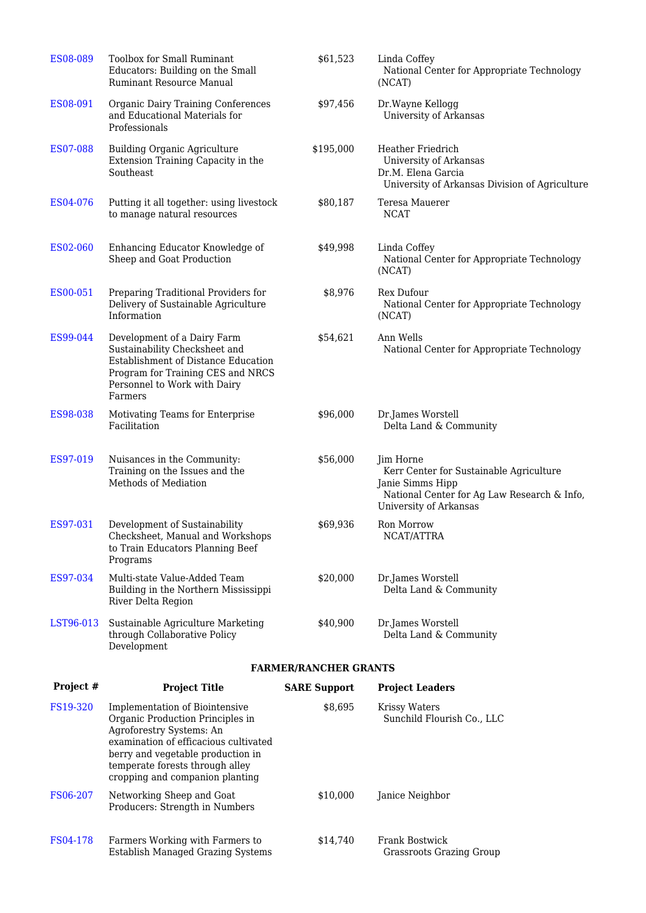| Project # | Project Title | SARE Support | Project Leaders |
|---|---|---|---|
| ES08-089 | Toolbox for Small Ruminant Educators: Building on the Small Ruminant Resource Manual | $61,523 | Linda Coffey<br>National Center for Appropriate Technology (NCAT) |
| ES08-091 | Organic Dairy Training Conferences and Educational Materials for Professionals | $97,456 | Dr.Wayne Kellogg<br>University of Arkansas |
| ES07-088 | Building Organic Agriculture Extension Training Capacity in the Southeast | $195,000 | Heather Friedrich<br>University of Arkansas<br>Dr.M. Elena Garcia<br>University of Arkansas Division of Agriculture |
| ES04-076 | Putting it all together: using livestock to manage natural resources | $80,187 | Teresa Mauerer<br>NCAT |
| ES02-060 | Enhancing Educator Knowledge of Sheep and Goat Production | $49,998 | Linda Coffey<br>National Center for Appropriate Technology (NCAT) |
| ES00-051 | Preparing Traditional Providers for Delivery of Sustainable Agriculture Information | $8,976 | Rex Dufour<br>National Center for Appropriate Technology (NCAT) |
| ES99-044 | Development of a Dairy Farm Sustainability Checksheet and Establishment of Distance Education Program for Training CES and NRCS Personnel to Work with Dairy Farmers | $54,621 | Ann Wells<br>National Center for Appropriate Technology |
| ES98-038 | Motivating Teams for Enterprise Facilitation | $96,000 | Dr.James Worstell<br>Delta Land & Community |
| ES97-019 | Nuisances in the Community: Training on the Issues and the Methods of Mediation | $56,000 | Jim Horne<br>Kerr Center for Sustainable Agriculture<br>Janie Simms Hipp<br>National Center for Ag Law Research & Info, University of Arkansas |
| ES97-031 | Development of Sustainability Checksheet, Manual and Workshops to Train Educators Planning Beef Programs | $69,936 | Ron Morrow<br>NCAT/ATTRA |
| ES97-034 | Multi-state Value-Added Team Building in the Northern Mississippi River Delta Region | $20,000 | Dr.James Worstell<br>Delta Land & Community |
| LST96-013 | Sustainable Agriculture Marketing through Collaborative Policy Development | $40,900 | Dr.James Worstell<br>Delta Land & Community |

**FARMER/RANCHER GRANTS**

| Project # | Project Title | SARE Support | Project Leaders |
|---|---|---|---|
| FS19-320 | Implementation of Biointensive Organic Production Principles in Agroforestry Systems: An examination of efficacious cultivated berry and vegetable production in temperate forests through alley cropping and companion planting | $8,695 | Krissy Waters<br>Sunchild Flourish Co., LLC |
| FS06-207 | Networking Sheep and Goat Producers: Strength in Numbers | $10,000 | Janice Neighbor |
| FS04-178 | Farmers Working with Farmers to Establish Managed Grazing Systems | $14,740 | Frank Bostwick<br>Grassroots Grazing Group |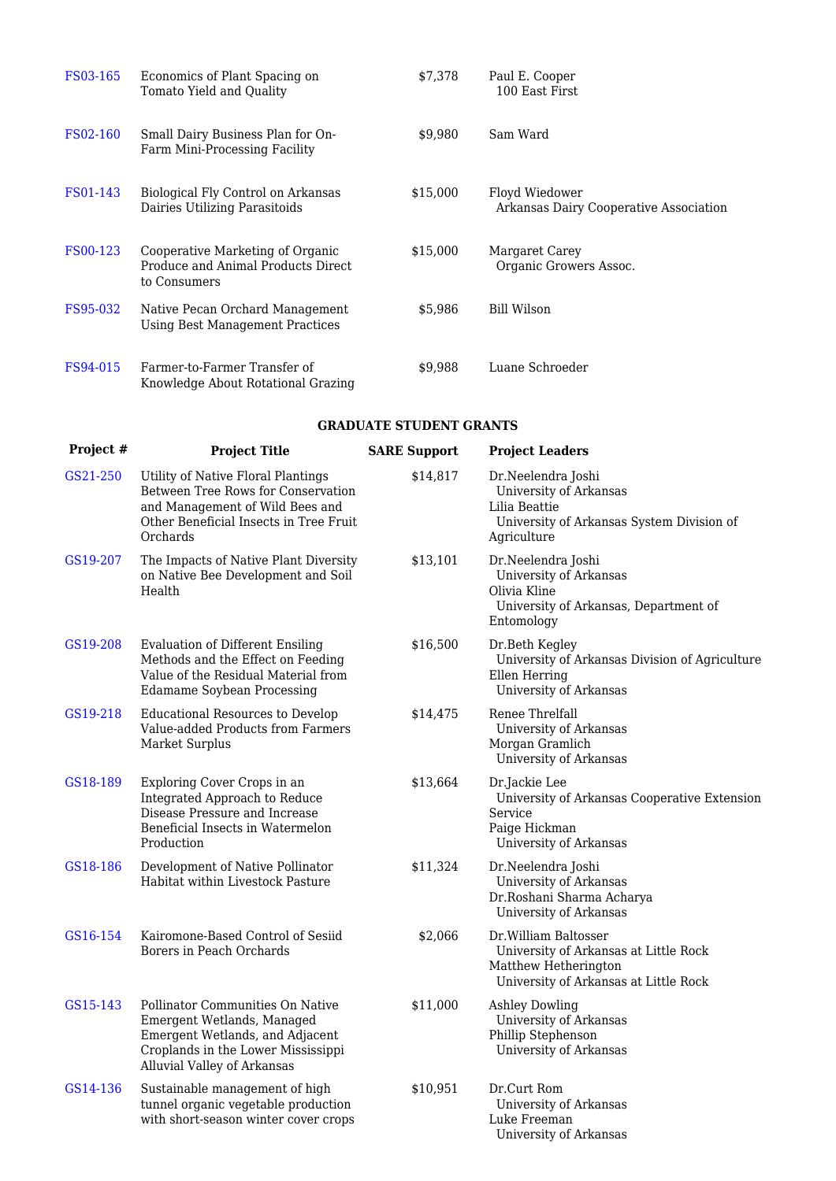| | | | |
|---|---|---|---|
| FS03-165 | Economics of Plant Spacing on Tomato Yield and Quality | $7,378 | Paul E. Cooper<br>100 East First |
| FS02-160 | Small Dairy Business Plan for On-Farm Mini-Processing Facility | $9,980 | Sam Ward |
| FS01-143 | Biological Fly Control on Arkansas Dairies Utilizing Parasitoids | $15,000 | Floyd Wiedower<br>Arkansas Dairy Cooperative Association |
| FS00-123 | Cooperative Marketing of Organic Produce and Animal Products Direct to Consumers | $15,000 | Margaret Carey<br>Organic Growers Assoc. |
| FS95-032 | Native Pecan Orchard Management Using Best Management Practices | $5,986 | Bill Wilson |
| FS94-015 | Farmer-to-Farmer Transfer of Knowledge About Rotational Grazing | $9,988 | Luane Schroeder |

**GRADUATE STUDENT GRANTS**

| Project # | Project Title | SARE Support | Project Leaders |
|---|---|---|---|
| GS21-250 | Utility of Native Floral Plantings Between Tree Rows for Conservation and Management of Wild Bees and Other Beneficial Insects in Tree Fruit Orchards | $14,817 | Dr.Neelendra Joshi<br>University of Arkansas<br>Lilia Beattie<br>University of Arkansas System Division of Agriculture |
| GS19-207 | The Impacts of Native Plant Diversity on Native Bee Development and Soil Health | $13,101 | Dr.Neelendra Joshi<br>University of Arkansas<br>Olivia Kline<br>University of Arkansas, Department of Entomology |
| GS19-208 | Evaluation of Different Ensiling Methods and the Effect on Feeding Value of the Residual Material from Edamame Soybean Processing | $16,500 | Dr.Beth Kegley<br>University of Arkansas Division of Agriculture<br>Ellen Herring<br>University of Arkansas |
| GS19-218 | Educational Resources to Develop Value-added Products from Farmers Market Surplus | $14,475 | Renee Threlfall<br>University of Arkansas<br>Morgan Gramlich<br>University of Arkansas |
| GS18-189 | Exploring Cover Crops in an Integrated Approach to Reduce Disease Pressure and Increase Beneficial Insects in Watermelon Production | $13,664 | Dr.Jackie Lee<br>University of Arkansas Cooperative Extension Service<br>Paige Hickman<br>University of Arkansas |
| GS18-186 | Development of Native Pollinator Habitat within Livestock Pasture | $11,324 | Dr.Neelendra Joshi<br>University of Arkansas<br>Dr.Roshani Sharma Acharya<br>University of Arkansas |
| GS16-154 | Kairomone-Based Control of Sesiid Borers in Peach Orchards | $2,066 | Dr.William Baltosser<br>University of Arkansas at Little Rock<br>Matthew Hetherington<br>University of Arkansas at Little Rock |
| GS15-143 | Pollinator Communities On Native Emergent Wetlands, Managed Emergent Wetlands, and Adjacent Croplands in the Lower Mississippi Alluvial Valley of Arkansas | $11,000 | Ashley Dowling<br>University of Arkansas<br>Phillip Stephenson<br>University of Arkansas |
| GS14-136 | Sustainable management of high tunnel organic vegetable production with short-season winter cover crops | $10,951 | Dr.Curt Rom<br>University of Arkansas<br>Luke Freeman<br>University of Arkansas |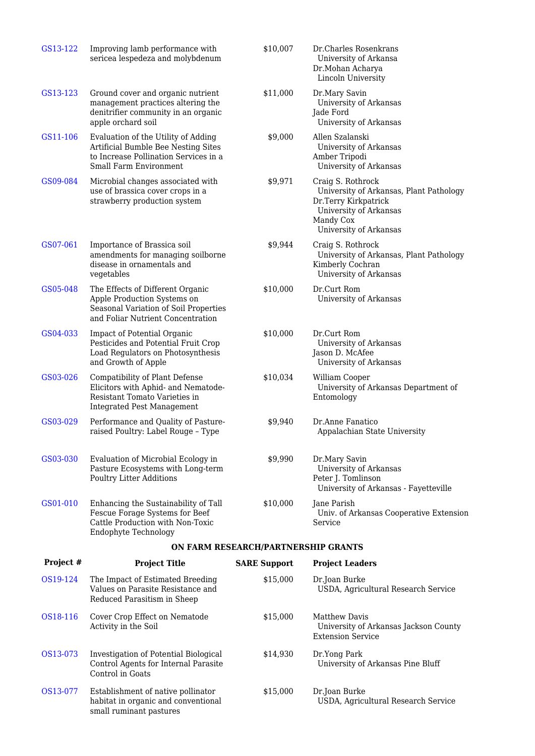| | | | |
|---|---|---|---|
| GS13-122 | Improving lamb performance with sericea lespedeza and molybdenum | $10,007 | Dr.Charles Rosenkrans<br>University of Arkansa<br>Dr.Mohan Acharya<br>Lincoln University |
| GS13-123 | Ground cover and organic nutrient management practices altering the denitrifier community in an organic apple orchard soil | $11,000 | Dr.Mary Savin<br>University of Arkansas<br>Jade Ford<br>University of Arkansas |
| GS11-106 | Evaluation of the Utility of Adding Artificial Bumble Bee Nesting Sites to Increase Pollination Services in a Small Farm Environment | $9,000 | Allen Szalanski<br>University of Arkansas<br>Amber Tripodi<br>University of Arkansas |
| GS09-084 | Microbial changes associated with use of brassica cover crops in a strawberry production system | $9,971 | Craig S. Rothrock<br>University of Arkansas, Plant Pathology<br>Dr.Terry Kirkpatrick<br>University of Arkansas<br>Mandy Cox<br>University of Arkansas |
| GS07-061 | Importance of Brassica soil amendments for managing soilborne disease in ornamentals and vegetables | $9,944 | Craig S. Rothrock<br>University of Arkansas, Plant Pathology<br>Kimberly Cochran<br>University of Arkansas |
| GS05-048 | The Effects of Different Organic Apple Production Systems on Seasonal Variation of Soil Properties and Foliar Nutrient Concentration | $10,000 | Dr.Curt Rom<br>University of Arkansas |
| GS04-033 | Impact of Potential Organic Pesticides and Potential Fruit Crop Load Regulators on Photosynthesis and Growth of Apple | $10,000 | Dr.Curt Rom<br>University of Arkansas<br>Jason D. McAfee<br>University of Arkansas |
| GS03-026 | Compatibility of Plant Defense Elicitors with Aphid- and Nematode-Resistant Tomato Varieties in Integrated Pest Management | $10,034 | William Cooper<br>University of Arkansas Department of Entomology |
| GS03-029 | Performance and Quality of Pasture-raised Poultry: Label Rouge – Type | $9,940 | Dr.Anne Fanatico<br>Appalachian State University |
| GS03-030 | Evaluation of Microbial Ecology in Pasture Ecosystems with Long-term Poultry Litter Additions | $9,990 | Dr.Mary Savin<br>University of Arkansas<br>Peter J. Tomlinson<br>University of Arkansas - Fayetteville |
| GS01-010 | Enhancing the Sustainability of Tall Fescue Forage Systems for Beef Cattle Production with Non-Toxic Endophyte Technology | $10,000 | Jane Parish<br>Univ. of Arkansas Cooperative Extension Service |

**ON FARM RESEARCH/PARTNERSHIP GRANTS**

| Project # | Project Title | SARE Support | Project Leaders |
|---|---|---|---|
| OS19-124 | The Impact of Estimated Breeding Values on Parasite Resistance and Reduced Parasitism in Sheep | $15,000 | Dr.Joan Burke<br>USDA, Agricultural Research Service |
| OS18-116 | Cover Crop Effect on Nematode Activity in the Soil | $15,000 | Matthew Davis<br>University of Arkansas Jackson County Extension Service |
| OS13-073 | Investigation of Potential Biological Control Agents for Internal Parasite Control in Goats | $14,930 | Dr.Yong Park<br>University of Arkansas Pine Bluff |
| OS13-077 | Establishment of native pollinator habitat in organic and conventional small ruminant pastures | $15,000 | Dr.Joan Burke<br>USDA, Agricultural Research Service |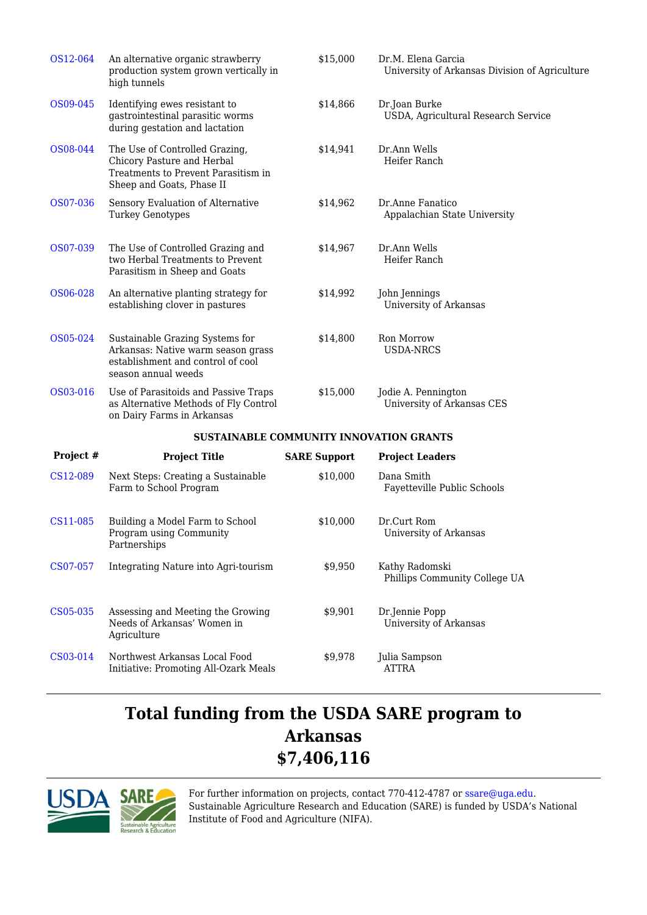| | | | |
|---|---|---|---|
| OS12-064 | An alternative organic strawberry production system grown vertically in high tunnels | $15,000 | Dr.M. Elena Garcia<br>University of Arkansas Division of Agriculture |
| OS09-045 | Identifying ewes resistant to gastrointestinal parasitic worms during gestation and lactation | $14,866 | Dr.Joan Burke<br>USDA, Agricultural Research Service |
| OS08-044 | The Use of Controlled Grazing, Chicory Pasture and Herbal Treatments to Prevent Parasitism in Sheep and Goats, Phase II | $14,941 | Dr.Ann Wells<br>Heifer Ranch |
| OS07-036 | Sensory Evaluation of Alternative Turkey Genotypes | $14,962 | Dr.Anne Fanatico<br>Appalachian State University |
| OS07-039 | The Use of Controlled Grazing and two Herbal Treatments to Prevent Parasitism in Sheep and Goats | $14,967 | Dr.Ann Wells<br>Heifer Ranch |
| OS06-028 | An alternative planting strategy for establishing clover in pastures | $14,992 | John Jennings<br>University of Arkansas |
| OS05-024 | Sustainable Grazing Systems for Arkansas: Native warm season grass establishment and control of cool season annual weeds | $14,800 | Ron Morrow<br>USDA-NRCS |
| OS03-016 | Use of Parasitoids and Passive Traps as Alternative Methods of Fly Control on Dairy Farms in Arkansas | $15,000 | Jodie A. Pennington<br>University of Arkansas CES |

**SUSTAINABLE COMMUNITY INNOVATION GRANTS**

| Project # | Project Title | SARE Support | Project Leaders |
|---|---|---|---|
| CS12-089 | Next Steps: Creating a Sustainable Farm to School Program | $10,000 | Dana Smith<br>Fayetteville Public Schools |
| CS11-085 | Building a Model Farm to School Program using Community Partnerships | $10,000 | Dr.Curt Rom<br>University of Arkansas |
| CS07-057 | Integrating Nature into Agri-tourism | $9,950 | Kathy Radomski<br>Phillips Community College UA |
| CS05-035 | Assessing and Meeting the Growing Needs of Arkansas' Women in Agriculture | $9,901 | Dr.Jennie Popp<br>University of Arkansas |
| CS03-014 | Northwest Arkansas Local Food Initiative: Promoting All-Ozark Meals | $9,978 | Julia Sampson<br>ATTRA |

---

## Total funding from the USDA SARE program to Arkansas
## $7,406,116

---

For further information on projects, contact 770-412-4787 or ssare@uga.edu. Sustainable Agriculture Research and Education (SARE) is funded by USDA's National Institute of Food and Agriculture (NIFA).